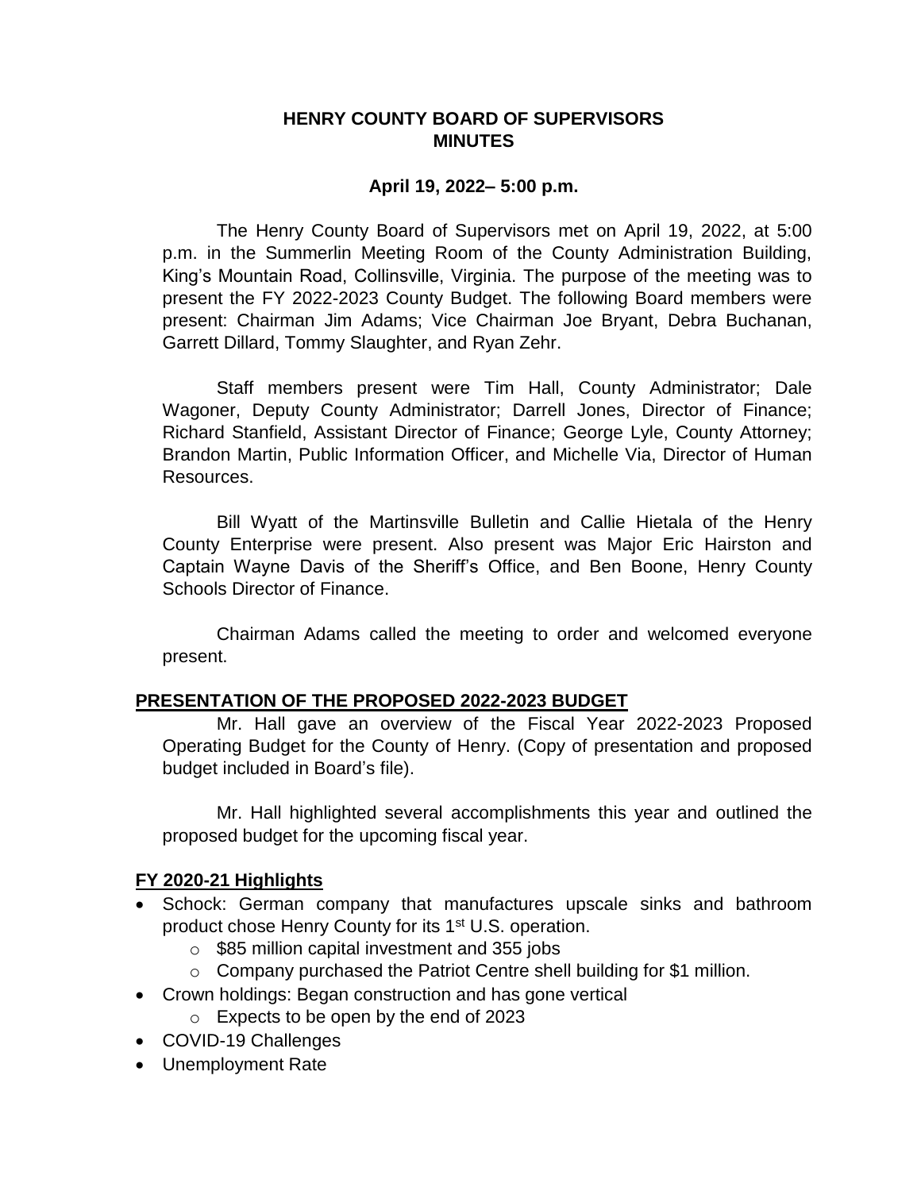# HENRY COUNTY BOARD OF SUPERVISORS MINUTES

**April 19, 2022– 5:00 p.m.**

The Henry County Board of Supervisors met on April 19, 2022, at 5:00 p.m. in the Summerlin Meeting Room of the County Administration Building, King's Mountain Road, Collinsville, Virginia. The purpose of the meeting was to present the FY 2022-2023 County Budget. The following Board members were present: Chairman Jim Adams; Vice Chairman Joe Bryant, Debra Buchanan, Garrett Dillard, Tommy Slaughter, and Ryan Zehr.

Staff members present were Tim Hall, County Administrator; Dale Wagoner, Deputy County Administrator; Darrell Jones, Director of Finance; Richard Stanfield, Assistant Director of Finance; George Lyle, County Attorney; Brandon Martin, Public Information Officer, and Michelle Via, Director of Human Resources.

Bill Wyatt of the Martinsville Bulletin and Callie Hietala of the Henry County Enterprise were present. Also present was Major Eric Hairston and Captain Wayne Davis of the Sheriff's Office, and Ben Boone, Henry County Schools Director of Finance.

Chairman Adams called the meeting to order and welcomed everyone present.

## PRESENTATION OF THE PROPOSED 2022-2023 BUDGET

Mr. Hall gave an overview of the Fiscal Year 2022-2023 Proposed Operating Budget for the County of Henry. (Copy of presentation and proposed budget included in Board's file).

Mr. Hall highlighted several accomplishments this year and outlined the proposed budget for the upcoming fiscal year.

## FY 2020-21 Highlights

- Schock: German company that manufactures upscale sinks and bathroom product chose Henry County for its 1st U.S. operation.
  - $85 million capital investment and 355 jobs
  - Company purchased the Patriot Centre shell building for $1 million.
- Crown holdings: Began construction and has gone vertical
  - Expects to be open by the end of 2023
- COVID-19 Challenges
- Unemployment Rate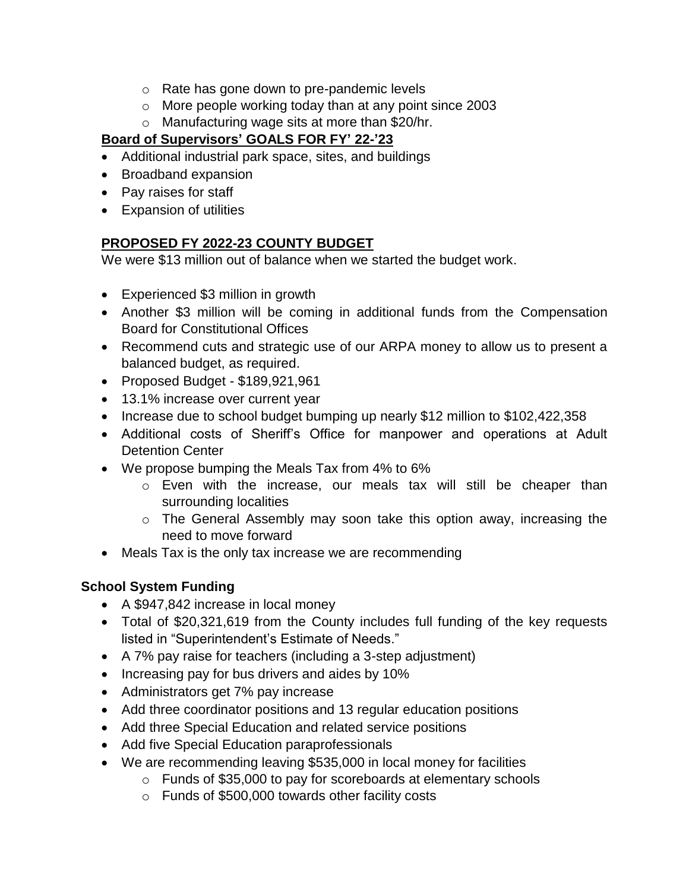- Rate has gone down to pre-pandemic levels
    - More people working today than at any point since 2003
    - Manufacturing wage sits at more than $20/hr.

**Board of Supervisors' GOALS FOR FY' 22-'23**

- Additional industrial park space, sites, and buildings
- Broadband expansion
- Pay raises for staff
- Expansion of utilities

**PROPOSED FY 2022-23 COUNTY BUDGET**

We were $13 million out of balance when we started the budget work.

- Experienced $3 million in growth
- Another $3 million will be coming in additional funds from the Compensation Board for Constitutional Offices
- Recommend cuts and strategic use of our ARPA money to allow us to present a balanced budget, as required.
- Proposed Budget - $189,921,961
- 13.1% increase over current year
- Increase due to school budget bumping up nearly $12 million to $102,422,358
- Additional costs of Sheriff's Office for manpower and operations at Adult Detention Center
- We propose bumping the Meals Tax from 4% to 6%
    - Even with the increase, our meals tax will still be cheaper than surrounding localities
    - The General Assembly may soon take this option away, increasing the need to move forward
- Meals Tax is the only tax increase we are recommending

**School System Funding**

- A $947,842 increase in local money
- Total of $20,321,619 from the County includes full funding of the key requests listed in "Superintendent's Estimate of Needs."
- A 7% pay raise for teachers (including a 3-step adjustment)
- Increasing pay for bus drivers and aides by 10%
- Administrators get 7% pay increase
- Add three coordinator positions and 13 regular education positions
- Add three Special Education and related service positions
- Add five Special Education paraprofessionals
- We are recommending leaving $535,000 in local money for facilities
    - Funds of $35,000 to pay for scoreboards at elementary schools
    - Funds of $500,000 towards other facility costs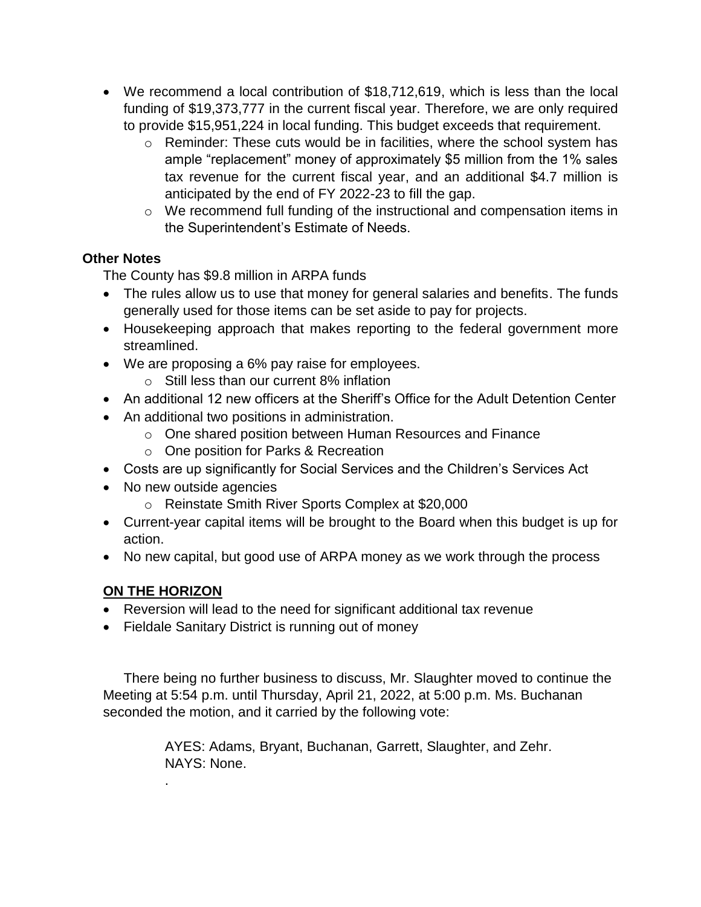- We recommend a local contribution of $18,712,619, which is less than the local funding of $19,373,777 in the current fiscal year. Therefore, we are only required to provide $15,951,224 in local funding. This budget exceeds that requirement.
  - Reminder: These cuts would be in facilities, where the school system has ample "replacement" money of approximately $5 million from the 1% sales tax revenue for the current fiscal year, and an additional $4.7 million is anticipated by the end of FY 2022-23 to fill the gap.
  - We recommend full funding of the instructional and compensation items in the Superintendent's Estimate of Needs.

**Other Notes**

The County has $9.8 million in ARPA funds

- The rules allow us to use that money for general salaries and benefits. The funds generally used for those items can be set aside to pay for projects.
- Housekeeping approach that makes reporting to the federal government more streamlined.
- We are proposing a 6% pay raise for employees.
  - Still less than our current 8% inflation
- An additional 12 new officers at the Sheriff's Office for the Adult Detention Center
- An additional two positions in administration.
  - One shared position between Human Resources and Finance
  - One position for Parks & Recreation
- Costs are up significantly for Social Services and the Children's Services Act
- No new outside agencies
  - Reinstate Smith River Sports Complex at $20,000
- Current-year capital items will be brought to the Board when this budget is up for action.
- No new capital, but good use of ARPA money as we work through the process

**ON THE HORIZON**

- Reversion will lead to the need for significant additional tax revenue
- Fieldale Sanitary District is running out of money

There being no further business to discuss, Mr. Slaughter moved to continue the Meeting at 5:54 p.m. until Thursday, April 21, 2022, at 5:00 p.m. Ms. Buchanan seconded the motion, and it carried by the following vote:

AYES: Adams, Bryant, Buchanan, Garrett, Slaughter, and Zehr.
NAYS: None.

.